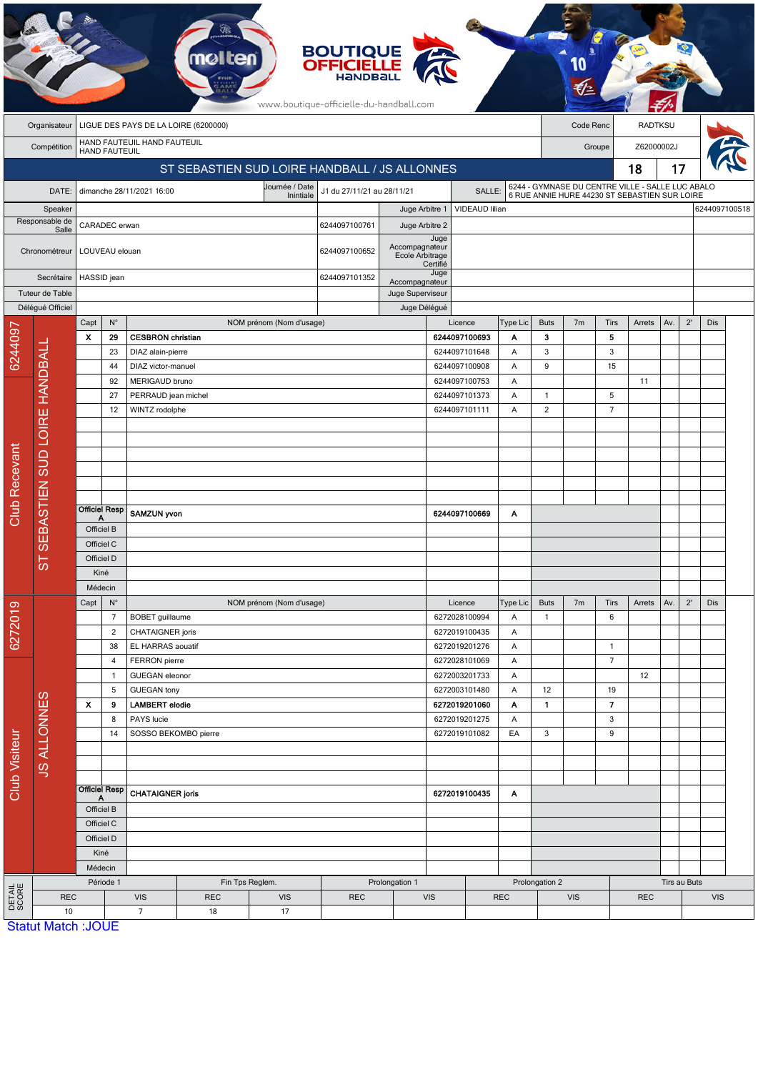| Organisateur | LIGUE DES PAYS DE LA LOIRE (6200000) | Code Renc | RADTKSU |
|---|---|---|---|
| Compétition | HAND FAUTEUIL HAND FAUTEUIL HAND FAUTEUIL | Groupe | Z62000002J |

## ST SEBASTIEN SUD LOIRE HANDBALL / JS ALLONNES — 18 / 17

| DATE: | dimanche 28/11/2021 16:00 | Journée / Date Initiale | J1 du 27/11/21 au 28/11/21 | SALLE: | 6244 - GYMNASE DU CENTRE VILLE - SALLE LUC ABALO 6 RUE ANNIE HURE 44230 ST SEBASTIEN SUR LOIRE |
|---|---|---|---|---|---|

| Rôle | Nom | Licence | Rôle | Nom | Licence |
|---|---|---|---|---|---|
| Speaker | | | Juge Arbitre 1 | VIDEAUD lilian | 6244097100518 |
| Responsable de Salle | CARADEC erwan | 6244097100761 | Juge Arbitre 2 | | |
| Chronométreur | LOUVEAU elouan | 6244097100652 | Juge Accompagnateur Ecole Arbitrage Certifié | | |
| Secrétaire | HASSID jean | 6244097101352 | Juge Accompagnateur | | |
| Tuteur de Table | | | Juge Superviseur | | |
| Délégué Officiel | | | Juge Délégué | | |

### Club Recevant — 6244097 — ST SEBASTIEN SUD LOIRE HANDBALL

| Capt | N° | NOM prénom (Nom d'usage) | Licence | Type Lic | Buts | 7m | Tirs | Arrets | Av. | 2' | Dis |
|---|---|---|---|---|---|---|---|---|---|---|---|
| X | 29 | **CESBRON christian** | **6244097100693** | **A** | **3** | | **5** | | | | |
| | 23 | DIAZ alain-pierre | 6244097101648 | A | 3 | | 3 | | | | |
| | 44 | DIAZ victor-manuel | 6244097100908 | A | 9 | | 15 | | | | |
| | 92 | MERIGAUD bruno | 6244097100753 | A | | | | 11 | | | |
| | 27 | PERRAUD jean michel | 6244097101373 | A | 1 | | 5 | | | | |
| | 12 | WINTZ rodolphe | 6244097101111 | A | 2 | | 7 | | | | |
| Officiel Resp A | | **SAMZUN yvon** | **6244097100669** | **A** | | | | | | | |
| Officiel B | | | | | | | | | | | |
| Officiel C | | | | | | | | | | | |
| Officiel D | | | | | | | | | | | |
| Kiné | | | | | | | | | | | |
| Médecin | | | | | | | | | | | |

### Club Visiteur — 6272019 — JS ALLONNES

| Capt | N° | NOM prénom (Nom d'usage) | Licence | Type Lic | Buts | 7m | Tirs | Arrets | Av. | 2' | Dis |
|---|---|---|---|---|---|---|---|---|---|---|---|
| | 7 | BOBET guillaume | 6272028100994 | A | 1 | | 6 | | | | |
| | 2 | CHATAIGNER joris | 6272019100435 | A | | | | | | | |
| | 38 | EL HARRAS aouatif | 6272019201276 | A | | | 1 | | | | |
| | 4 | FERRON pierre | 6272028101069 | A | | | 7 | | | | |
| | 1 | GUEGAN eleonor | 6272003201733 | A | | | | 12 | | | |
| | 5 | GUEGAN tony | 6272003101480 | A | 12 | | 19 | | | | |
| X | 9 | **LAMBERT elodie** | **6272019201060** | **A** | **1** | | **7** | | | | |
| | 8 | PAYS lucie | 6272019201275 | A | | | 3 | | | | |
| | 14 | SOSSO BEKOMBO pierre | 6272019101082 | EA | 3 | | 9 | | | | |
| Officiel Resp A | | **CHATAIGNER joris** | **6272019100435** | **A** | | | | | | | |
| Officiel B | | | | | | | | | | | |
| Officiel C | | | | | | | | | | | |
| Officiel D | | | | | | | | | | | |
| Kiné | | | | | | | | | | | |
| Médecin | | | | | | | | | | | |

### DETAIL SCORE

| Période 1 | | Fin Tps Reglem. | | Prolongation 1 | | Prolongation 2 | | Tirs au Buts | |
|---|---|---|---|---|---|---|---|---|---|
| REC | VIS | REC | VIS | REC | VIS | REC | VIS | REC | VIS |
| 10 | 7 | 18 | 17 | | | | | | |

Statut Match :JOUE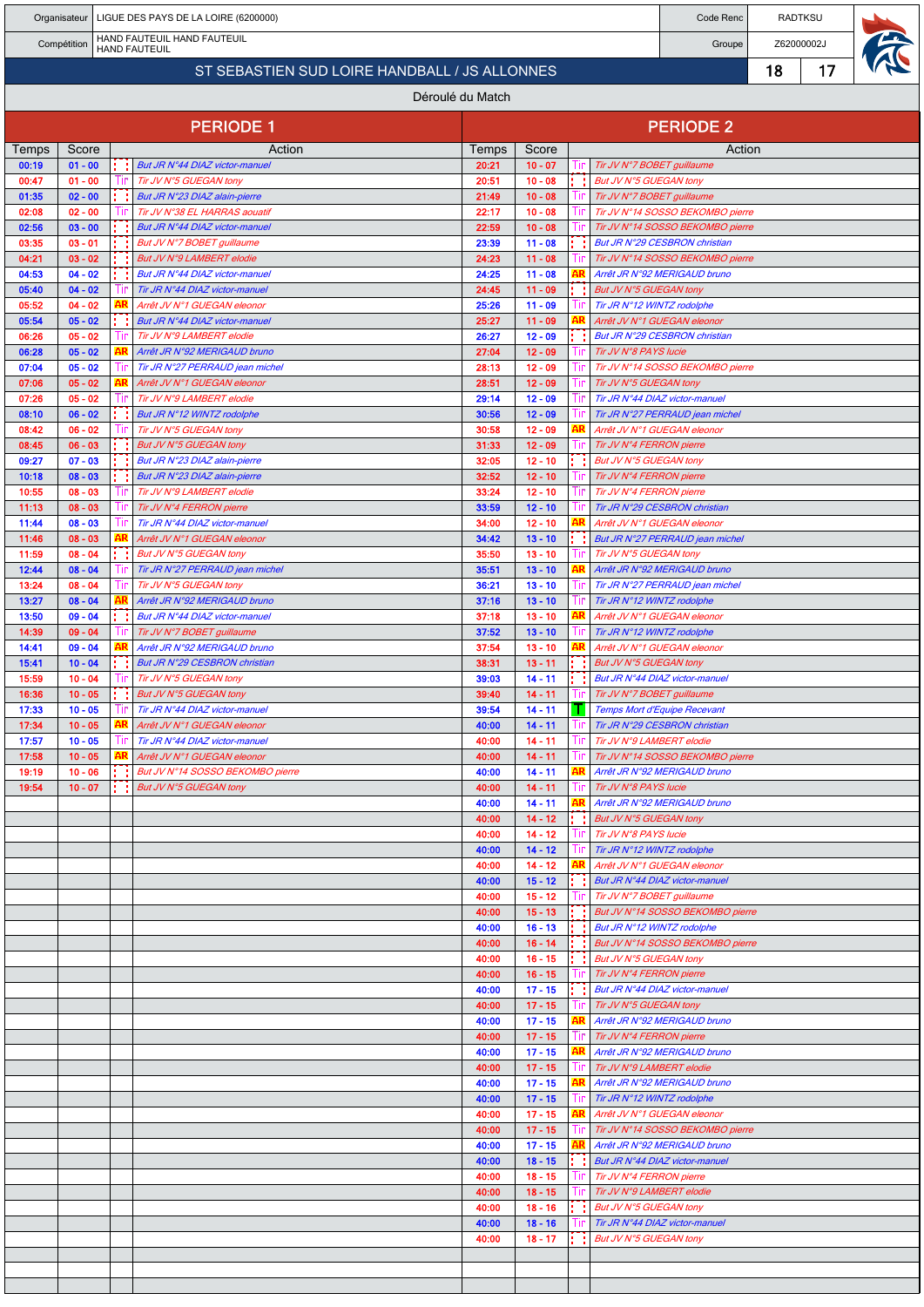| Organisateur | LIGUE DES PAYS DE LA LOIRE (6200000) | Code Renc | RADTKSU |
|---|---|---|---|
| Compétition | HAND FAUTEUIL HAND FAUTEUIL HAND FAUTEUIL | Groupe | Z62000002J |

## ST SEBASTIEN SUD LOIRE HANDBALL / JS ALLONNES — 18 - 17

### Déroulé du Match

| PERIODE 1 | | | | PERIODE 2 | | | |
|---|---|---|---|---|---|---|---|
| Temps | Score | | Action | Temps | Score | | Action |
| 00:19 | 01 - 00 | But | But JR N°44 DIAZ victor-manuel | 20:21 | 10 - 07 | Tir | Tir JV N°7 BOBET guillaume |
| 00:47 | 01 - 00 | Tir | Tir JV N°5 GUEGAN tony | 20:51 | 10 - 08 | But | But JV N°5 GUEGAN tony |
| 01:35 | 02 - 00 | But | But JR N°23 DIAZ alain-pierre | 21:49 | 10 - 08 | Tir | Tir JV N°7 BOBET guillaume |
| 02:08 | 02 - 00 | Tir | Tir JV N°38 EL HARRAS aouatif | 22:17 | 10 - 08 | Tir | Tir JV N°14 SOSSO BEKOMBO pierre |
| 02:56 | 03 - 00 | But | But JR N°44 DIAZ victor-manuel | 22:59 | 10 - 08 | Tir | Tir JV N°14 SOSSO BEKOMBO pierre |
| 03:35 | 03 - 01 | But | But JV N°7 BOBET guillaume | 23:39 | 11 - 08 | But | But JR N°29 CESBRON christian |
| 04:21 | 03 - 02 | But | But JV N°9 LAMBERT elodie | 24:23 | 11 - 08 | Tir | Tir JV N°14 SOSSO BEKOMBO pierre |
| 04:53 | 04 - 02 | But | But JR N°44 DIAZ victor-manuel | 24:25 | 11 - 08 | AR | Arrêt JR N°92 MERIGAUD bruno |
| 05:40 | 04 - 02 | Tir | Tir JR N°44 DIAZ victor-manuel | 24:45 | 11 - 09 | But | But JV N°5 GUEGAN tony |
| 05:52 | 04 - 02 | AR | Arrêt JV N°1 GUEGAN eleonor | 25:26 | 11 - 09 | Tir | Tir JR N°12 WINTZ rodolphe |
| 05:54 | 05 - 02 | But | But JR N°44 DIAZ victor-manuel | 25:27 | 11 - 09 | AR | Arrêt JV N°1 GUEGAN eleonor |
| 06:26 | 05 - 02 | Tir | Tir JV N°9 LAMBERT elodie | 26:27 | 12 - 09 | But | But JR N°29 CESBRON christian |
| 06:28 | 05 - 02 | AR | Arrêt JR N°92 MERIGAUD bruno | 27:04 | 12 - 09 | Tir | Tir JV N°8 PAYS lucie |
| 07:04 | 05 - 02 | Tir | Tir JR N°27 PERRAUD jean michel | 28:13 | 12 - 09 | Tir | Tir JV N°14 SOSSO BEKOMBO pierre |
| 07:06 | 05 - 02 | AR | Arrêt JV N°1 GUEGAN eleonor | 28:51 | 12 - 09 | Tir | Tir JV N°5 GUEGAN tony |
| 07:26 | 05 - 02 | Tir | Tir JV N°9 LAMBERT elodie | 29:14 | 12 - 09 | Tir | Tir JR N°44 DIAZ victor-manuel |
| 08:10 | 06 - 02 | But | But JR N°12 WINTZ rodolphe | 30:56 | 12 - 09 | Tir | Tir JR N°27 PERRAUD jean michel |
| 08:42 | 06 - 02 | Tir | Tir JV N°5 GUEGAN tony | 30:58 | 12 - 09 | AR | Arrêt JV N°1 GUEGAN eleonor |
| 08:45 | 06 - 03 | But | But JV N°5 GUEGAN tony | 31:33 | 12 - 09 | Tir | Tir JV N°4 FERRON pierre |
| 09:27 | 07 - 03 | But | But JR N°23 DIAZ alain-pierre | 32:05 | 12 - 10 | But | But JV N°5 GUEGAN tony |
| 10:18 | 08 - 03 | But | But JR N°23 DIAZ alain-pierre | 32:52 | 12 - 10 | Tir | Tir JV N°4 FERRON pierre |
| 10:55 | 08 - 03 | Tir | Tir JV N°9 LAMBERT elodie | 33:24 | 12 - 10 | Tir | Tir JV N°4 FERRON pierre |
| 11:13 | 08 - 03 | Tir | Tir JV N°4 FERRON pierre | 33:59 | 12 - 10 | Tir | Tir JR N°29 CESBRON christian |
| 11:44 | 08 - 03 | Tir | Tir JR N°44 DIAZ victor-manuel | 34:00 | 12 - 10 | AR | Arrêt JV N°1 GUEGAN eleonor |
| 11:46 | 08 - 03 | AR | Arrêt JV N°1 GUEGAN eleonor | 34:42 | 13 - 10 | But | But JR N°27 PERRAUD jean michel |
| 11:59 | 08 - 04 | But | But JV N°5 GUEGAN tony | 35:50 | 13 - 10 | Tir | Tir JV N°5 GUEGAN tony |
| 12:44 | 08 - 04 | Tir | Tir JR N°27 PERRAUD jean michel | 35:51 | 13 - 10 | AR | Arrêt JR N°92 MERIGAUD bruno |
| 13:24 | 08 - 04 | Tir | Tir JV N°5 GUEGAN tony | 36:21 | 13 - 10 | Tir | Tir JR N°27 PERRAUD jean michel |
| 13:27 | 08 - 04 | AR | Arrêt JR N°92 MERIGAUD bruno | 37:16 | 13 - 10 | Tir | Tir JR N°12 WINTZ rodolphe |
| 13:50 | 09 - 04 | But | But JR N°44 DIAZ victor-manuel | 37:18 | 13 - 10 | AR | Arrêt JV N°1 GUEGAN eleonor |
| 14:39 | 09 - 04 | Tir | Tir JV N°7 BOBET guillaume | 37:52 | 13 - 10 | Tir | Tir JR N°12 WINTZ rodolphe |
| 14:41 | 09 - 04 | AR | Arrêt JR N°92 MERIGAUD bruno | 37:54 | 13 - 10 | AR | Arrêt JV N°1 GUEGAN eleonor |
| 15:41 | 10 - 04 | But | But JR N°29 CESBRON christian | 38:31 | 13 - 11 | But | But JV N°5 GUEGAN tony |
| 15:59 | 10 - 04 | Tir | Tir JV N°5 GUEGAN tony | 39:03 | 14 - 11 | But | But JR N°44 DIAZ victor-manuel |
| 16:36 | 10 - 05 | But | But JV N°5 GUEGAN tony | 39:40 | 14 - 11 | Tir | Tir JV N°7 BOBET guillaume |
| 17:33 | 10 - 05 | Tir | Tir JR N°44 DIAZ victor-manuel | 39:54 | 14 - 11 | T | Temps Mort d'Equipe Recevant |
| 17:34 | 10 - 05 | AR | Arrêt JV N°1 GUEGAN eleonor | 40:00 | 14 - 11 | Tir | Tir JR N°29 CESBRON christian |
| 17:57 | 10 - 05 | Tir | Tir JR N°44 DIAZ victor-manuel | 40:00 | 14 - 11 | Tir | Tir JV N°9 LAMBERT elodie |
| 17:58 | 10 - 05 | AR | Arrêt JV N°1 GUEGAN eleonor | 40:00 | 14 - 11 | Tir | Tir JV N°14 SOSSO BEKOMBO pierre |
| 19:19 | 10 - 06 | But | But JV N°14 SOSSO BEKOMBO pierre | 40:00 | 14 - 11 | AR | Arrêt JR N°92 MERIGAUD bruno |
| 19:54 | 10 - 07 | But | But JV N°5 GUEGAN tony | 40:00 | 14 - 11 | Tir | Tir JV N°8 PAYS lucie |
| | | | | 40:00 | 14 - 11 | AR | Arrêt JR N°92 MERIGAUD bruno |
| | | | | 40:00 | 14 - 12 | But | But JV N°5 GUEGAN tony |
| | | | | 40:00 | 14 - 12 | Tir | Tir JV N°8 PAYS lucie |
| | | | | 40:00 | 14 - 12 | Tir | Tir JR N°12 WINTZ rodolphe |
| | | | | 40:00 | 14 - 12 | AR | Arrêt JV N°1 GUEGAN eleonor |
| | | | | 40:00 | 15 - 12 | But | But JR N°44 DIAZ victor-manuel |
| | | | | 40:00 | 15 - 12 | Tir | Tir JV N°7 BOBET guillaume |
| | | | | 40:00 | 15 - 13 | But | But JV N°14 SOSSO BEKOMBO pierre |
| | | | | 40:00 | 16 - 13 | But | But JR N°12 WINTZ rodolphe |
| | | | | 40:00 | 16 - 14 | But | But JV N°14 SOSSO BEKOMBO pierre |
| | | | | 40:00 | 16 - 15 | But | But JV N°5 GUEGAN tony |
| | | | | 40:00 | 16 - 15 | Tir | Tir JV N°4 FERRON pierre |
| | | | | 40:00 | 17 - 15 | But | But JR N°44 DIAZ victor-manuel |
| | | | | 40:00 | 17 - 15 | Tir | Tir JV N°5 GUEGAN tony |
| | | | | 40:00 | 17 - 15 | AR | Arrêt JR N°92 MERIGAUD bruno |
| | | | | 40:00 | 17 - 15 | Tir | Tir JV N°4 FERRON pierre |
| | | | | 40:00 | 17 - 15 | AR | Arrêt JR N°92 MERIGAUD bruno |
| | | | | 40:00 | 17 - 15 | Tir | Tir JV N°9 LAMBERT elodie |
| | | | | 40:00 | 17 - 15 | AR | Arrêt JR N°92 MERIGAUD bruno |
| | | | | 40:00 | 17 - 15 | Tir | Tir JR N°12 WINTZ rodolphe |
| | | | | 40:00 | 17 - 15 | AR | Arrêt JV N°1 GUEGAN eleonor |
| | | | | 40:00 | 17 - 15 | Tir | Tir JV N°14 SOSSO BEKOMBO pierre |
| | | | | 40:00 | 17 - 15 | AR | Arrêt JR N°92 MERIGAUD bruno |
| | | | | 40:00 | 18 - 15 | But | But JR N°44 DIAZ victor-manuel |
| | | | | 40:00 | 18 - 15 | Tir | Tir JV N°4 FERRON pierre |
| | | | | 40:00 | 18 - 15 | Tir | Tir JV N°9 LAMBERT elodie |
| | | | | 40:00 | 18 - 16 | But | But JV N°5 GUEGAN tony |
| | | | | 40:00 | 18 - 16 | Tir | Tir JR N°44 DIAZ victor-manuel |
| | | | | 40:00 | 18 - 17 | But | But JV N°5 GUEGAN tony |